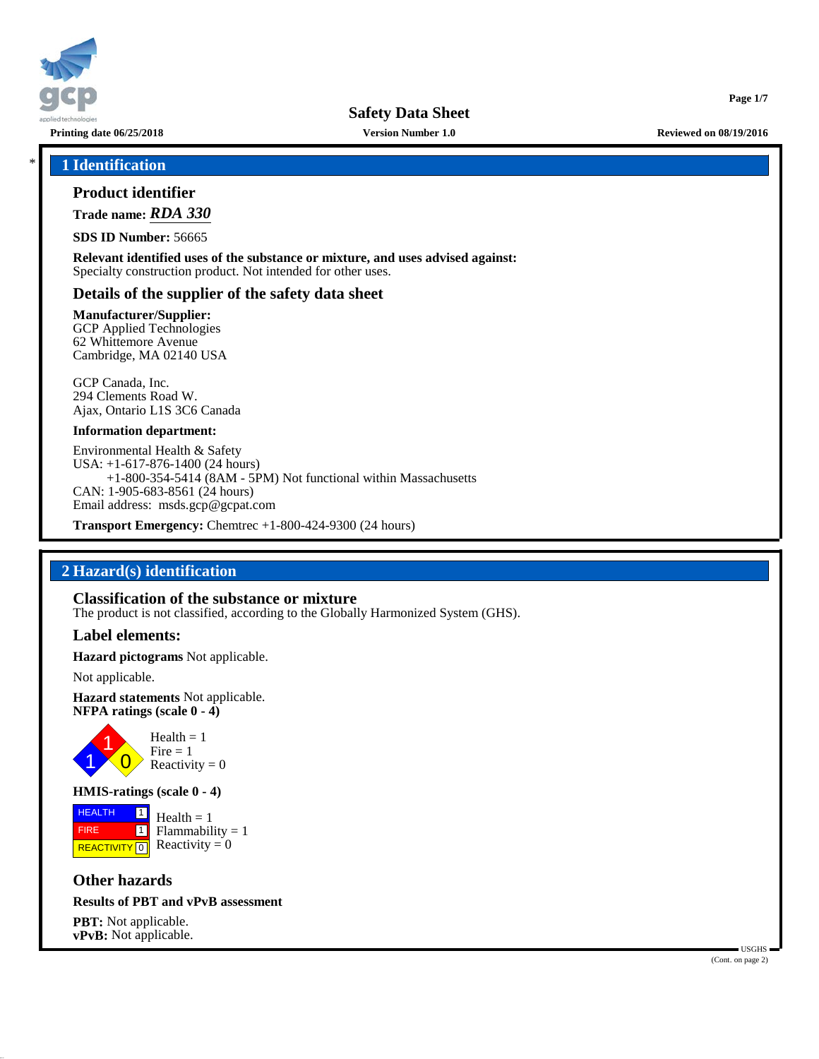# Safety Data Sheet

**Printing date 06/25/2018** **Version Number 1.0** **Reviewed on 08/19/2016**

## * 1 Identification

### Product identifier

**Trade name:** ***RDA 330***

**SDS ID Number:** 56665

**Relevant identified uses of the substance or mixture, and uses advised against:**
Specialty construction product. Not intended for other uses.

### Details of the supplier of the safety data sheet

**Manufacturer/Supplier:**
GCP Applied Technologies
62 Whittemore Avenue
Cambridge, MA 02140 USA

GCP Canada, Inc.
294 Clements Road W.
Ajax, Ontario L1S 3C6 Canada

**Information department:**

Environmental Health & Safety
USA: +1-617-876-1400 (24 hours)
+1-800-354-5414 (8AM - 5PM) Not functional within Massachusetts
CAN: 1-905-683-8561 (24 hours)
Email address: msds.gcp@gcpat.com

**Transport Emergency:** Chemtrec +1-800-424-9300 (24 hours)

## 2 Hazard(s) identification

### Classification of the substance or mixture

The product is not classified, according to the Globally Harmonized System (GHS).

### Label elements:

**Hazard pictograms** Not applicable.

Not applicable.

**Hazard statements** Not applicable.

**NFPA ratings (scale 0 - 4)**

Health = 1
Fire = 1
Reactivity = 0

**HMIS-ratings (scale 0 - 4)**

| | |
|---|---|
| HEALTH | 1 |
| FIRE | 1 |
| REACTIVITY | 0 |

Health = 1
Flammability = 1
Reactivity = 0

### Other hazards

**Results of PBT and vPvB assessment**

**PBT:** Not applicable.
**vPvB:** Not applicable.

USGHS

(Cont. on page 2)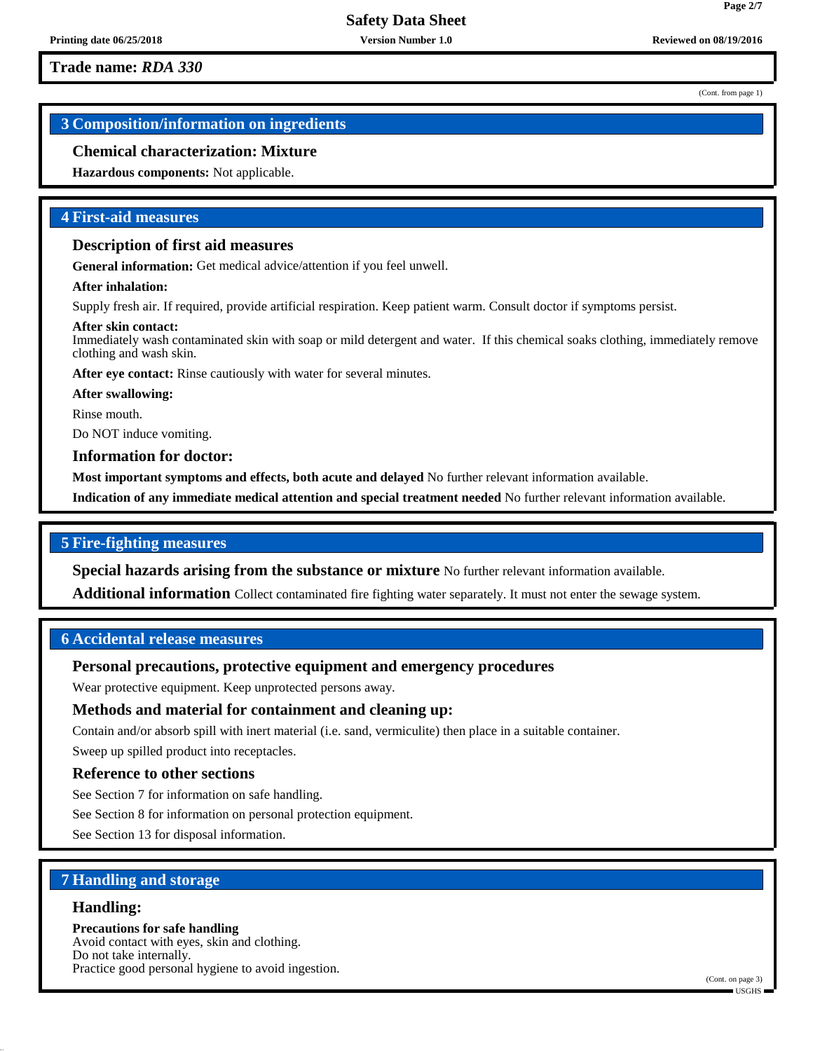**Trade name: *RDA 330***

(Cont. from page 1)

## 3 Composition/information on ingredients

### Chemical characterization: Mixture

**Hazardous components:** Not applicable.

## 4 First-aid measures

### Description of first aid measures

**General information:** Get medical advice/attention if you feel unwell.

**After inhalation:**

Supply fresh air. If required, provide artificial respiration. Keep patient warm. Consult doctor if symptoms persist.

**After skin contact:**
Immediately wash contaminated skin with soap or mild detergent and water. If this chemical soaks clothing, immediately remove clothing and wash skin.

**After eye contact:** Rinse cautiously with water for several minutes.

**After swallowing:**

Rinse mouth.

Do NOT induce vomiting.

### Information for doctor:

**Most important symptoms and effects, both acute and delayed** No further relevant information available.

**Indication of any immediate medical attention and special treatment needed** No further relevant information available.

## 5 Fire-fighting measures

**Special hazards arising from the substance or mixture** No further relevant information available.

**Additional information** Collect contaminated fire fighting water separately. It must not enter the sewage system.

## 6 Accidental release measures

### Personal precautions, protective equipment and emergency procedures

Wear protective equipment. Keep unprotected persons away.

### Methods and material for containment and cleaning up:

Contain and/or absorb spill with inert material (i.e. sand, vermiculite) then place in a suitable container.

Sweep up spilled product into receptacles.

### Reference to other sections

See Section 7 for information on safe handling.

See Section 8 for information on personal protection equipment.

See Section 13 for disposal information.

## 7 Handling and storage

### Handling:

**Precautions for safe handling**
Avoid contact with eyes, skin and clothing.
Do not take internally.
Practice good personal hygiene to avoid ingestion.

(Cont. on page 3)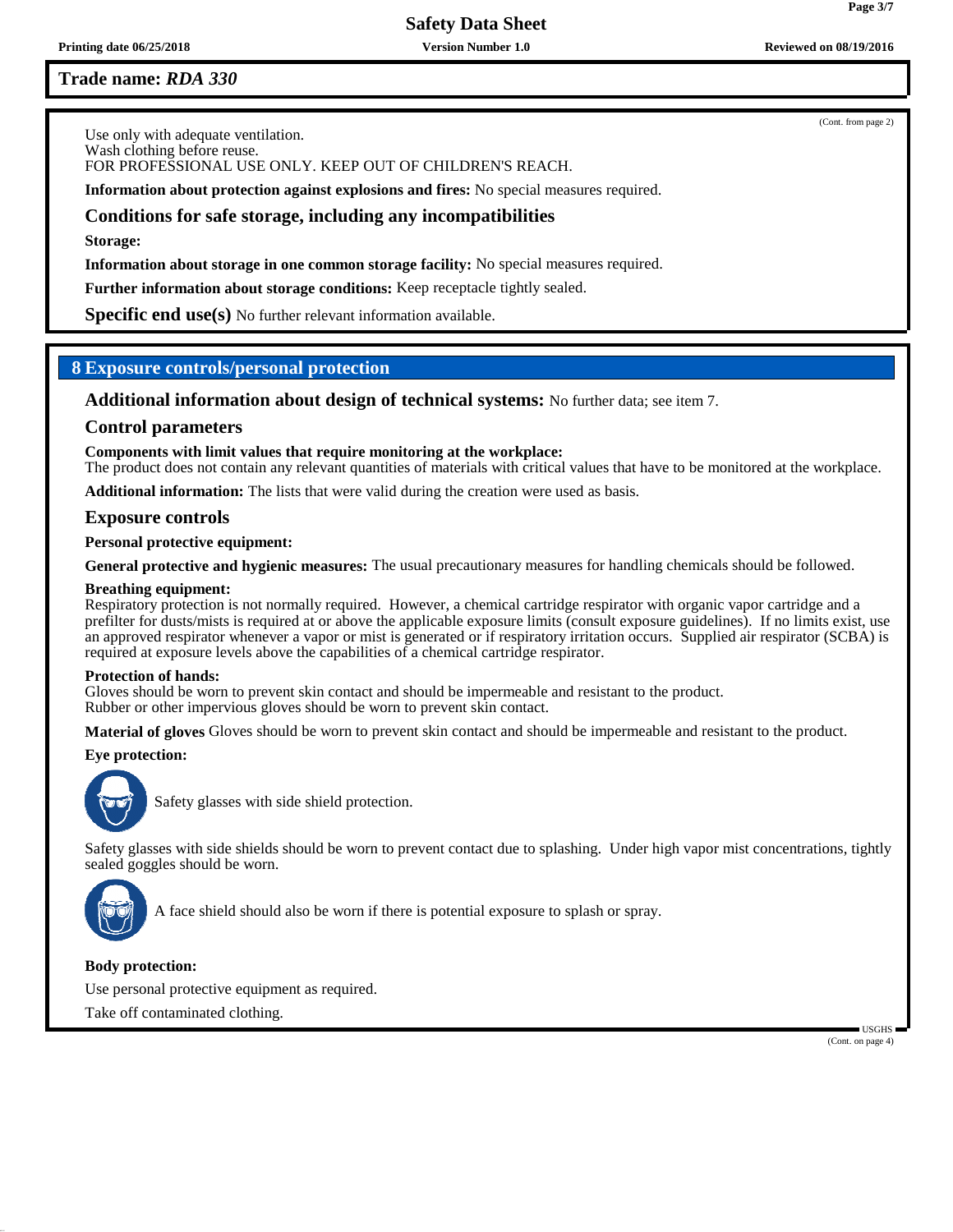**Trade name:** ***RDA 330***

(Cont. from page 2)

Use only with adequate ventilation.
Wash clothing before reuse.
FOR PROFESSIONAL USE ONLY. KEEP OUT OF CHILDREN'S REACH.

**Information about protection against explosions and fires:** No special measures required.

### Conditions for safe storage, including any incompatibilities

**Storage:**

**Information about storage in one common storage facility:** No special measures required.

**Further information about storage conditions:** Keep receptacle tightly sealed.

**Specific end use(s)** No further relevant information available.

## 8 Exposure controls/personal protection

**Additional information about design of technical systems:** No further data; see item 7.

### Control parameters

**Components with limit values that require monitoring at the workplace:**
The product does not contain any relevant quantities of materials with critical values that have to be monitored at the workplace.

**Additional information:** The lists that were valid during the creation were used as basis.

### Exposure controls

**Personal protective equipment:**

**General protective and hygienic measures:** The usual precautionary measures for handling chemicals should be followed.

**Breathing equipment:**
Respiratory protection is not normally required. However, a chemical cartridge respirator with organic vapor cartridge and a prefilter for dusts/mists is required at or above the applicable exposure limits (consult exposure guidelines). If no limits exist, use an approved respirator whenever a vapor or mist is generated or if respiratory irritation occurs. Supplied air respirator (SCBA) is required at exposure levels above the capabilities of a chemical cartridge respirator.

**Protection of hands:**
Gloves should be worn to prevent skin contact and should be impermeable and resistant to the product.
Rubber or other impervious gloves should be worn to prevent skin contact.

**Material of gloves** Gloves should be worn to prevent skin contact and should be impermeable and resistant to the product.

**Eye protection:**

Safety glasses with side shield protection.

Safety glasses with side shields should be worn to prevent contact due to splashing. Under high vapor mist concentrations, tightly sealed goggles should be worn.

A face shield should also be worn if there is potential exposure to splash or spray.

**Body protection:**

Use personal protective equipment as required.

Take off contaminated clothing.

(Cont. on page 4)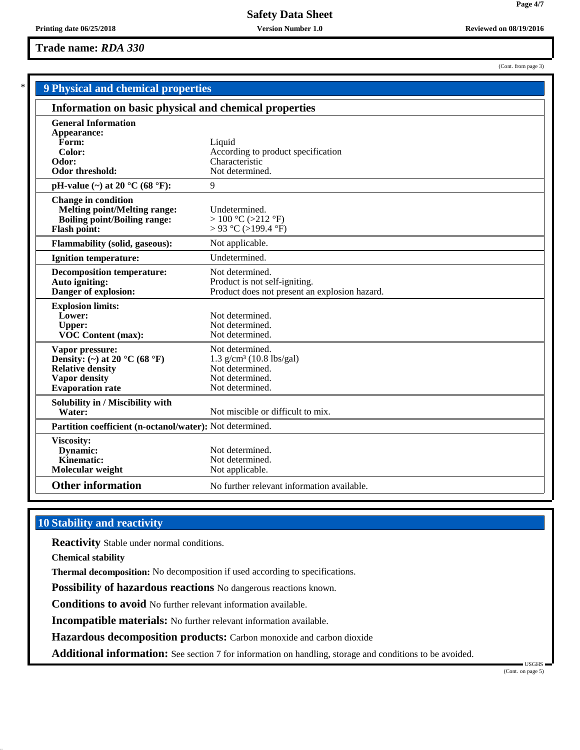**Trade name: *RDA 330***

(Cont. from page 3)

## 9 Physical and chemical properties

| Information on basic physical and chemical properties | |
|---|---|
| **General Information** | |
| **Appearance:** | |
| **Form:** | Liquid |
| **Color:** | According to product specification |
| **Odor:** | Characteristic |
| **Odor threshold:** | Not determined. |
| **pH-value (~) at 20 °C (68 °F):** | 9 |
| **Change in condition** | |
| **Melting point/Melting range:** | Undetermined. |
| **Boiling point/Boiling range:** | > 100 °C (>212 °F) |
| **Flash point:** | > 93 °C (>199.4 °F) |
| **Flammability (solid, gaseous):** | Not applicable. |
| **Ignition temperature:** | Undetermined. |
| **Decomposition temperature:** | Not determined. |
| **Auto igniting:** | Product is not self-igniting. |
| **Danger of explosion:** | Product does not present an explosion hazard. |
| **Explosion limits:** | |
| **Lower:** | Not determined. |
| **Upper:** | Not determined. |
| **VOC Content (max):** | Not determined. |
| **Vapor pressure:** | Not determined. |
| **Density: (~) at 20 °C (68 °F)** | 1.3 g/cm³ (10.8 lbs/gal) |
| **Relative density** | Not determined. |
| **Vapor density** | Not determined. |
| **Evaporation rate** | Not determined. |
| **Solubility in / Miscibility with** | |
| **Water:** | Not miscible or difficult to mix. |
| **Partition coefficient (n-octanol/water):** | Not determined. |
| **Viscosity:** | |
| **Dynamic:** | Not determined. |
| **Kinematic:** | Not determined. |
| **Molecular weight** | Not applicable. |
| **Other information** | No further relevant information available. |

## 10 Stability and reactivity

**Reactivity** Stable under normal conditions.

**Chemical stability**

**Thermal decomposition:** No decomposition if used according to specifications.

**Possibility of hazardous reactions** No dangerous reactions known.

**Conditions to avoid** No further relevant information available.

**Incompatible materials:** No further relevant information available.

**Hazardous decomposition products:** Carbon monoxide and carbon dioxide

**Additional information:** See section 7 for information on handling, storage and conditions to be avoided.

(Cont. on page 5)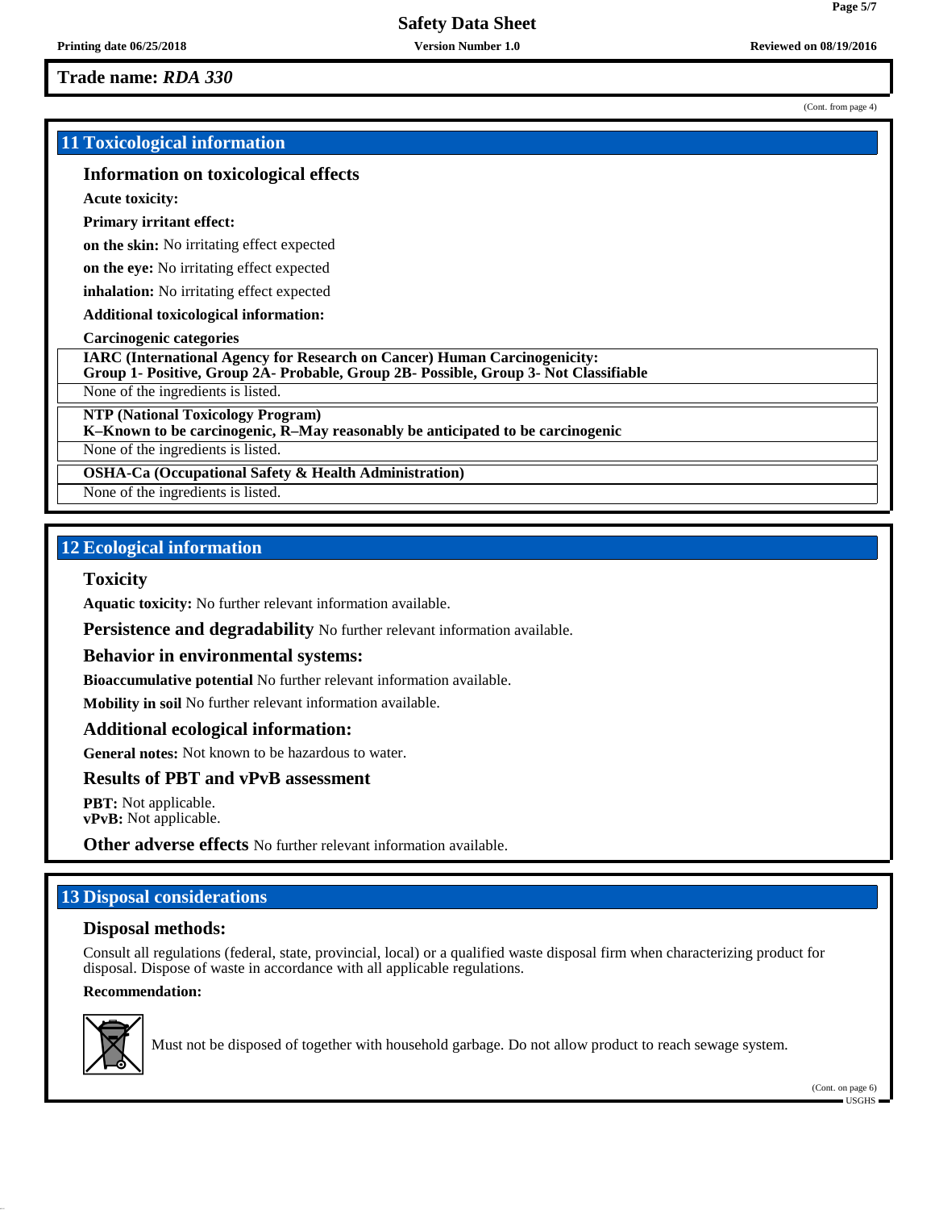**Trade name: *RDA 330***

(Cont. from page 4)

## 11 Toxicological information

### Information on toxicological effects

**Acute toxicity:**

**Primary irritant effect:**

**on the skin:** No irritating effect expected

**on the eye:** No irritating effect expected

**inhalation:** No irritating effect expected

**Additional toxicological information:**

**Carcinogenic categories**

| **IARC (International Agency for Research on Cancer) Human Carcinogenicity: Group 1- Positive, Group 2A- Probable, Group 2B- Possible, Group 3- Not Classifiable** |
|---|
| None of the ingredients is listed. |

| **NTP (National Toxicology Program) K–Known to be carcinogenic, R–May reasonably be anticipated to be carcinogenic** |
|---|
| None of the ingredients is listed. |

| **OSHA-Ca (Occupational Safety & Health Administration)** |
|---|
| None of the ingredients is listed. |

## 12 Ecological information

### Toxicity

**Aquatic toxicity:** No further relevant information available.

**Persistence and degradability** No further relevant information available.

### Behavior in environmental systems:

**Bioaccumulative potential** No further relevant information available.

**Mobility in soil** No further relevant information available.

### Additional ecological information:

**General notes:** Not known to be hazardous to water.

### Results of PBT and vPvB assessment

**PBT:** Not applicable.
**vPvB:** Not applicable.

**Other adverse effects** No further relevant information available.

## 13 Disposal considerations

### Disposal methods:

Consult all regulations (federal, state, provincial, local) or a qualified waste disposal firm when characterizing product for disposal. Dispose of waste in accordance with all applicable regulations.

**Recommendation:**

Must not be disposed of together with household garbage. Do not allow product to reach sewage system.

(Cont. on page 6)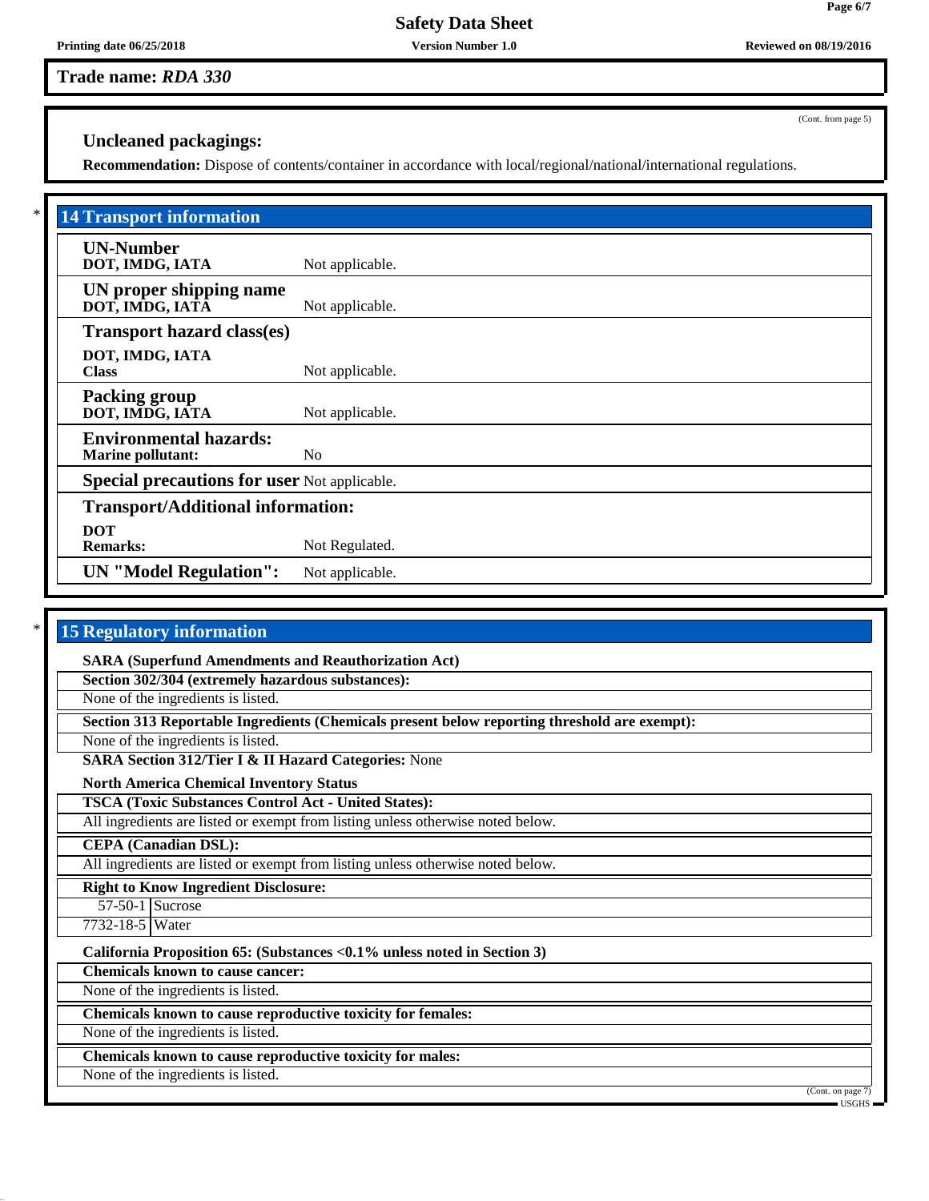Trade name: *RDA 330*

(Cont. from page 5)

### Uncleaned packagings:

**Recommendation:** Dispose of contents/container in accordance with local/regional/national/international regulations.

## * 14 Transport information

**UN-Number**
**DOT, IMDG, IATA** Not applicable.

**UN proper shipping name**
**DOT, IMDG, IATA** Not applicable.

**Transport hazard class(es)**

**DOT, IMDG, IATA**
**Class** Not applicable.

**Packing group**
**DOT, IMDG, IATA** Not applicable.

**Environmental hazards:**
**Marine pollutant:** No

**Special precautions for user** Not applicable.

**Transport/Additional information:**

**DOT**
**Remarks:** Not Regulated.

**UN "Model Regulation":** Not applicable.

## * 15 Regulatory information

**SARA (Superfund Amendments and Reauthorization Act)**

**Section 302/304 (extremely hazardous substances):**

None of the ingredients is listed.

**Section 313 Reportable Ingredients (Chemicals present below reporting threshold are exempt):**

None of the ingredients is listed.

**SARA Section 312/Tier I & II Hazard Categories:** None

**North America Chemical Inventory Status**

**TSCA (Toxic Substances Control Act - United States):**

All ingredients are listed or exempt from listing unless otherwise noted below.

**CEPA (Canadian DSL):**

All ingredients are listed or exempt from listing unless otherwise noted below.

**Right to Know Ingredient Disclosure:**

| | |
|---|---|
| 57-50-1 | Sucrose |
| 7732-18-5 | Water |

**California Proposition 65: (Substances <0.1% unless noted in Section 3)**

**Chemicals known to cause cancer:**

None of the ingredients is listed.

**Chemicals known to cause reproductive toxicity for females:**

None of the ingredients is listed.

**Chemicals known to cause reproductive toxicity for males:**

None of the ingredients is listed.

(Cont. on page 7)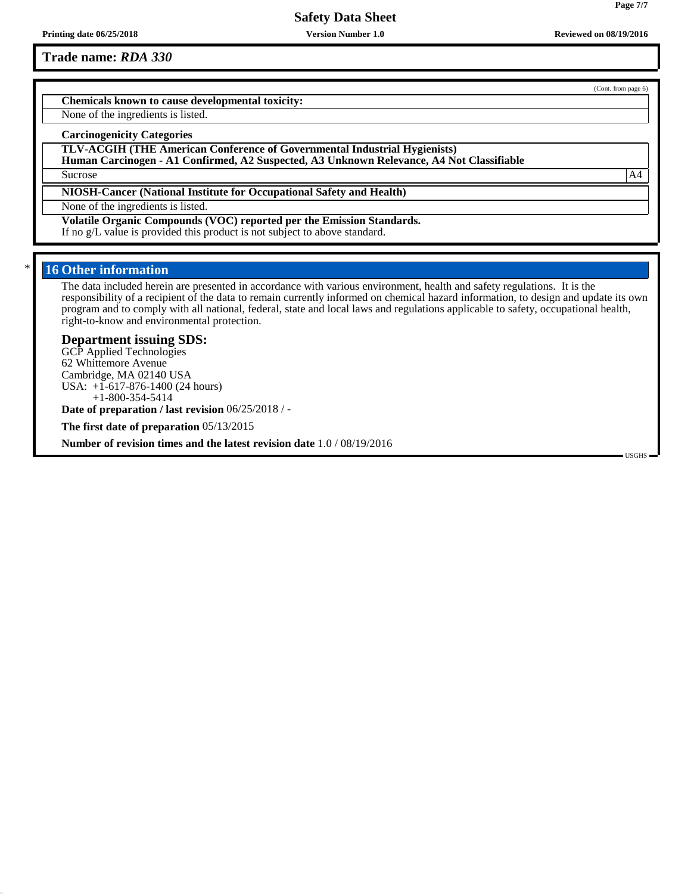**Trade name:** ***RDA 330***

(Cont. from page 6)

**Chemicals known to cause developmental toxicity:**

None of the ingredients is listed.

**Carcinogenicity Categories**

**TLV-ACGIH (THE American Conference of Governmental Industrial Hygienists)**
**Human Carcinogen - A1 Confirmed, A2 Suspected, A3 Unknown Relevance, A4 Not Classifiable**

| | |
|---|---|
| Sucrose | A4 |

**NIOSH-Cancer (National Institute for Occupational Safety and Health)**

None of the ingredients is listed.

**Volatile Organic Compounds (VOC) reported per the Emission Standards.**
If no g/L value is provided this product is not subject to above standard.

## * 16 Other information

The data included herein are presented in accordance with various environment, health and safety regulations. It is the responsibility of a recipient of the data to remain currently informed on chemical hazard information, to design and update its own program and to comply with all national, federal, state and local laws and regulations applicable to safety, occupational health, right-to-know and environmental protection.

### Department issuing SDS:

GCP Applied Technologies
62 Whittemore Avenue
Cambridge, MA 02140 USA
USA: +1-617-876-1400 (24 hours)
+1-800-354-5414

**Date of preparation / last revision** 06/25/2018 / -

**The first date of preparation** 05/13/2015

**Number of revision times and the latest revision date** 1.0 / 08/19/2016

USGHS